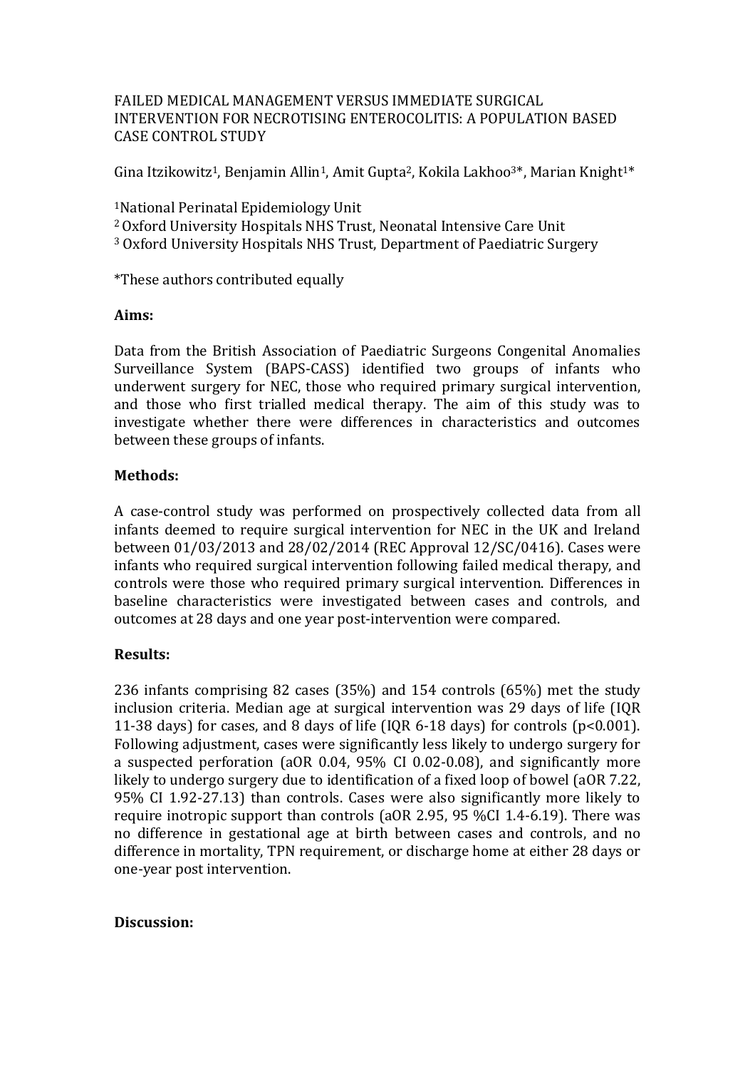# FAILED MEDICAL MANAGEMENT VERSUS IMMEDIATE SURGICAL INTERVENTION FOR NECROTISING ENTEROCOLITIS: A POPULATION BASED CASE CONTROL STUDY

Gina Itzikowitz[1], Benjamin Allin[1], Amit Gupta[2], Kokila Lakhoo[3]*, Marian Knight[1]*

[1]National Perinatal Epidemiology Unit
[2] Oxford University Hospitals NHS Trust, Neonatal Intensive Care Unit
[3] Oxford University Hospitals NHS Trust, Department of Paediatric Surgery

*These authors contributed equally

**Aims:**

Data from the British Association of Paediatric Surgeons Congenital Anomalies Surveillance System (BAPS-CASS) identified two groups of infants who underwent surgery for NEC, those who required primary surgical intervention, and those who first trialled medical therapy. The aim of this study was to investigate whether there were differences in characteristics and outcomes between these groups of infants.

**Methods:**

A case-control study was performed on prospectively collected data from all infants deemed to require surgical intervention for NEC in the UK and Ireland between 01/03/2013 and 28/02/2014 (REC Approval 12/SC/0416). Cases were infants who required surgical intervention following failed medical therapy, and controls were those who required primary surgical intervention. Differences in baseline characteristics were investigated between cases and controls, and outcomes at 28 days and one year post-intervention were compared.

**Results:**

236 infants comprising 82 cases (35%) and 154 controls (65%) met the study inclusion criteria. Median age at surgical intervention was 29 days of life (IQR 11-38 days) for cases, and 8 days of life (IQR 6-18 days) for controls ($p<0.001$). Following adjustment, cases were significantly less likely to undergo surgery for a suspected perforation (aOR 0.04, 95% CI 0.02-0.08), and significantly more likely to undergo surgery due to identification of a fixed loop of bowel (aOR 7.22, 95% CI 1.92-27.13) than controls. Cases were also significantly more likely to require inotropic support than controls (aOR 2.95, 95 %CI 1.4-6.19). There was no difference in gestational age at birth between cases and controls, and no difference in mortality, TPN requirement, or discharge home at either 28 days or one-year post intervention.

**Discussion:**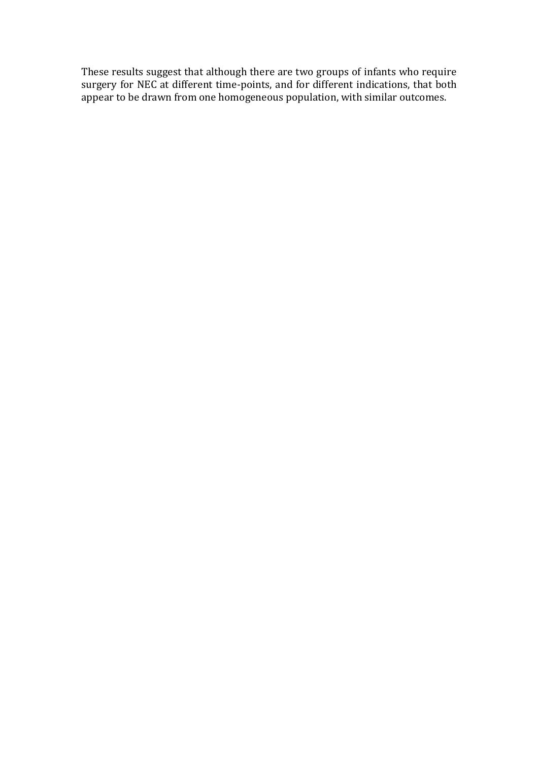These results suggest that although there are two groups of infants who require surgery for NEC at different time-points, and for different indications, that both appear to be drawn from one homogeneous population, with similar outcomes.